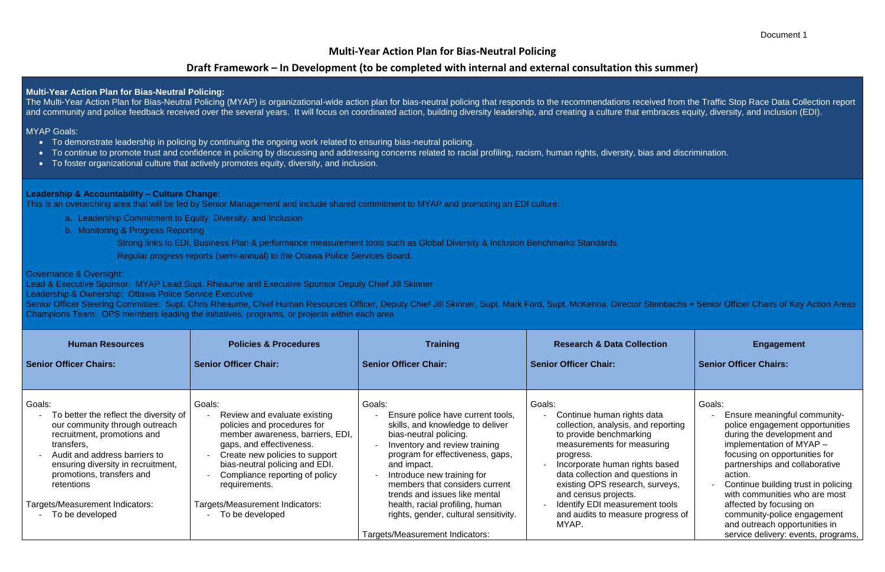Document 1

# Multi-Year Action Plan for Bias-Neutral Policing

## Draft Framework – In Development (to be completed with internal and external consultation this summer)

**Multi-Year Action Plan for Bias-Neutral Policing:**
The Multi-Year Action Plan for Bias-Neutral Policing (MYAP) is organizational-wide action plan for bias-neutral policing that responds to the recommendations received from the Traffic Stop Race Data Collection report and community and police feedback received over the several years. It will focus on coordinated action, building diversity leadership, and creating a culture that embraces equity, diversity, and inclusion (EDI).

MYAP Goals:

- To demonstrate leadership in policing by continuing the ongoing work related to ensuring bias-neutral policing.
- To continue to promote trust and confidence in policing by discussing and addressing concerns related to racial profiling, racism, human rights, diversity, bias and discrimination.
- To foster organizational culture that actively promotes equity, diversity, and inclusion.

**Leadership & Accountability – Culture Change:**
This is an overarching area that will be led by Senior Management and include shared commitment to MYAP and promoting an EDI culture:

a. Leadership Commitment to Equity, Diversity, and Inclusion
b. Monitoring & Progress Reporting
   - Strong links to EDI, Business Plan & performance measurement tools such as Global Diversity & Inclusion Benchmarks Standards.
   - Regular progress reports (semi-annual) to the Ottawa Police Services Board.

Governance & Oversight:
Lead & Executive Sponsor: MYAP Lead Supt. Rheaume and Executive Sponsor Deputy Chief Jill Skinner
Leadership & Ownership: Ottawa Police Service Executive
Senior Officer Steering Committee: Supt. Chris Rheaume, Chief Human Resources Officer, Deputy Chief Jill Skinner, Supt. Mark Ford, Supt. McKenna, Director Steinbachs + Senior Officer Chairs of Key Action Areas
Champions Team: OPS members leading the initiatives, programs, or projects within each area

| **Human Resources**<br><br>**Senior Officer Chairs:** | **Policies & Procedures**<br><br>**Senior Officer Chair:** | **Training**<br><br>**Senior Officer Chair:** | **Research & Data Collection**<br><br>**Senior Officer Chair:** | **Engagement**<br><br>**Senior Officer Chairs:** |
|---|---|---|---|---|
| Goals:<br>- To better the reflect the diversity of our community through outreach recruitment, promotions and transfers,<br>- Audit and address barriers to ensuring diversity in recruitment, promotions, transfers and retentions<br><br>Targets/Measurement Indicators:<br>- To be developed | Goals:<br>- Review and evaluate existing policies and procedures for member awareness, barriers, EDI, gaps, and effectiveness.<br>- Create new policies to support bias-neutral policing and EDI.<br>- Compliance reporting of policy requirements.<br><br>Targets/Measurement Indicators:<br>- To be developed | Goals:<br>- Ensure police have current tools, skills, and knowledge to deliver bias-neutral policing.<br>- Inventory and review training program for effectiveness, gaps, and impact.<br>- Introduce new training for members that considers current trends and issues like mental health, racial profiling, human rights, gender, cultural sensitivity.<br><br>Targets/Measurement Indicators: | Goals:<br>- Continue human rights data collection, analysis, and reporting to provide benchmarking measurements for measuring progress.<br>- Incorporate human rights based data collection and questions in existing OPS research, surveys, and census projects.<br>- Identify EDI measurement tools and audits to measure progress of MYAP. | Goals:<br>- Ensure meaningful community-police engagement opportunities during the development and implementation of MYAP – focusing on opportunities for partnerships and collaborative action.<br>- Continue building trust in policing with communities who are most affected by focusing on community-police engagement and outreach opportunities in service delivery: events, programs, |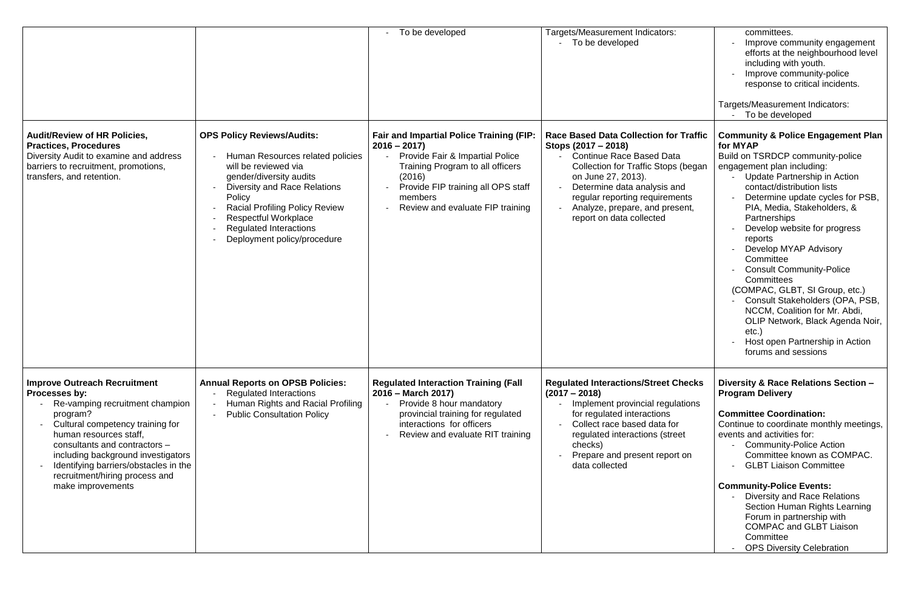| | | | | |
|---|---|---|---|---|
| | | - To be developed | Targets/Measurement Indicators:<br>- To be developed | committees.<br>- Improve community engagement efforts at the neighbourhood level including with youth.<br>- Improve community-police response to critical incidents.<br><br>Targets/Measurement Indicators:<br>- To be developed |
| **Audit/Review of HR Policies, Practices, Procedures**<br>Diversity Audit to examine and address barriers to recruitment, promotions, transfers, and retention. | **OPS Policy Reviews/Audits:**<br>- Human Resources related policies will be reviewed via gender/diversity audits<br>- Diversity and Race Relations Policy<br>- Racial Profiling Policy Review<br>- Respectful Workplace<br>- Regulated Interactions<br>- Deployment policy/procedure | **Fair and Impartial Police Training (FIP: 2016 – 2017)**<br>- Provide Fair & Impartial Police Training Program to all officers (2016)<br>- Provide FIP training all OPS staff members<br>- Review and evaluate FIP training | **Race Based Data Collection for Traffic Stops (2017 – 2018)**<br>- Continue Race Based Data Collection for Traffic Stops (began on June 27, 2013).<br>- Determine data analysis and regular reporting requirements<br>- Analyze, prepare, and present, report on data collected | **Community & Police Engagement Plan for MYAP**<br>Build on TSRDCP community-police engagement plan including:<br>- Update Partnership in Action contact/distribution lists<br>- Determine update cycles for PSB, PIA, Media, Stakeholders, & Partnerships<br>- Develop website for progress reports<br>- Develop MYAP Advisory Committee<br>- Consult Community-Police Committees<br>(COMPAC, GLBT, SI Group, etc.)<br>- Consult Stakeholders (OPA, PSB, NCCM, Coalition for Mr. Abdi, OLIP Network, Black Agenda Noir, etc.)<br>- Host open Partnership in Action forums and sessions |
| **Improve Outreach Recruitment Processes by:**<br>- Re-vamping recruitment champion program?<br>- Cultural competency training for human resources staff, consultants and contractors – including background investigators<br>- Identifying barriers/obstacles in the recruitment/hiring process and make improvements | **Annual Reports on OPSB Policies:**<br>- Regulated Interactions<br>- Human Rights and Racial Profiling<br>- Public Consultation Policy | **Regulated Interaction Training (Fall 2016 – March 2017)**<br>- Provide 8 hour mandatory provincial training for regulated interactions for officers<br>- Review and evaluate RIT training | **Regulated Interactions/Street Checks (2017 – 2018)**<br>- Implement provincial regulations for regulated interactions<br>- Collect race based data for regulated interactions (street checks)<br>- Prepare and present report on data collected | **Diversity & Race Relations Section – Program Delivery**<br><br>**Committee Coordination:**<br>Continue to coordinate monthly meetings, events and activities for:<br>- Community-Police Action Committee known as COMPAC.<br>- GLBT Liaison Committee<br><br>**Community-Police Events:**<br>- Diversity and Race Relations Section Human Rights Learning Forum in partnership with COMPAC and GLBT Liaison Committee<br>- OPS Diversity Celebration |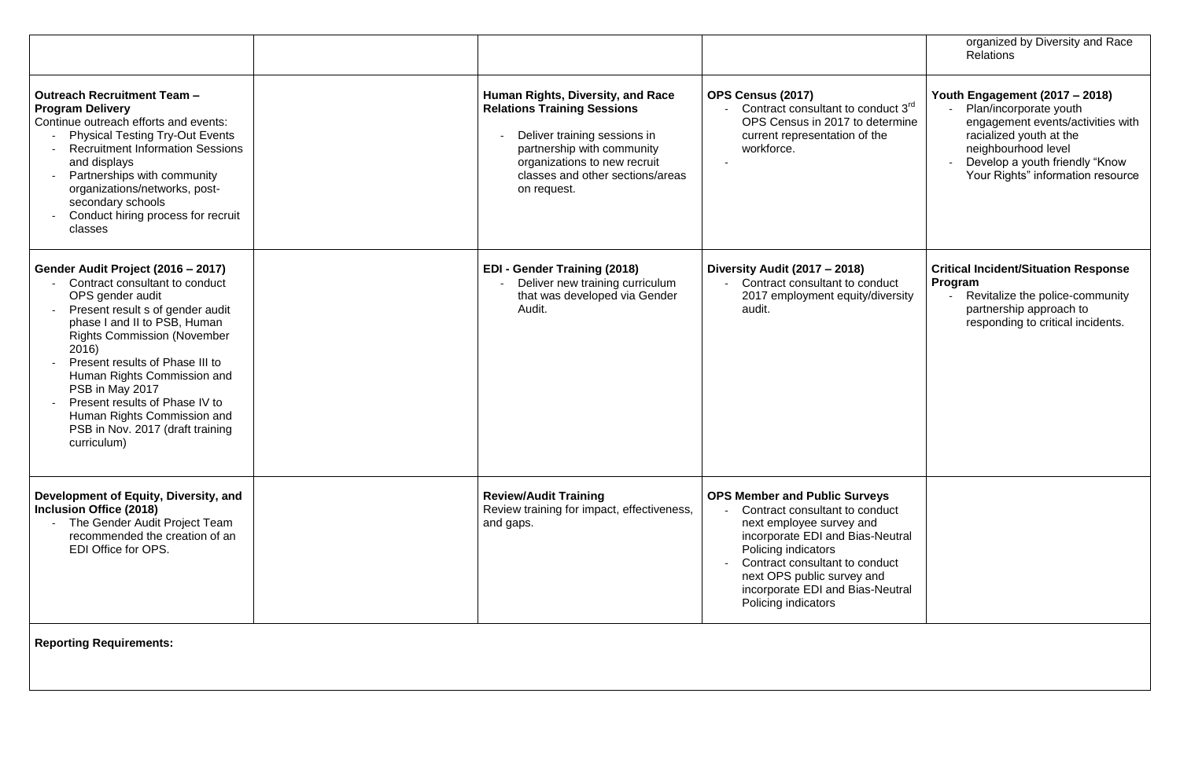| | | | | |
|---|---|---|---|---|
| | | | | organized by Diversity and Race Relations |
| **Outreach Recruitment Team – Program Delivery**<br>Continue outreach efforts and events:<br>- Physical Testing Try-Out Events<br>- Recruitment Information Sessions and displays<br>- Partnerships with community organizations/networks, post-secondary schools<br>- Conduct hiring process for recruit classes | | **Human Rights, Diversity, and Race Relations Training Sessions**<br>- Deliver training sessions in partnership with community organizations to new recruit classes and other sections/areas on request. | **OPS Census (2017)**<br>- Contract consultant to conduct 3rd OPS Census in 2017 to determine current representation of the workforce.<br>- | **Youth Engagement (2017 – 2018)**<br>- Plan/incorporate youth engagement events/activities with racialized youth at the neighbourhood level<br>- Develop a youth friendly "Know Your Rights" information resource |
| **Gender Audit Project (2016 – 2017)**<br>- Contract consultant to conduct OPS gender audit<br>- Present result s of gender audit phase I and II to PSB, Human Rights Commission (November 2016)<br>- Present results of Phase III to Human Rights Commission and PSB in May 2017<br>- Present results of Phase IV to Human Rights Commission and PSB in Nov. 2017 (draft training curriculum) | | **EDI - Gender Training (2018)**<br>- Deliver new training curriculum that was developed via Gender Audit. | **Diversity Audit (2017 – 2018)**<br>- Contract consultant to conduct 2017 employment equity/diversity audit. | **Critical Incident/Situation Response Program**<br>- Revitalize the police-community partnership approach to responding to critical incidents. |
| **Development of Equity, Diversity, and Inclusion Office (2018)**<br>- The Gender Audit Project Team recommended the creation of an EDI Office for OPS. | | **Review/Audit Training**<br>Review training for impact, effectiveness, and gaps. | **OPS Member and Public Surveys**<br>- Contract consultant to conduct next employee survey and incorporate EDI and Bias-Neutral Policing indicators<br>- Contract consultant to conduct next OPS public survey and incorporate EDI and Bias-Neutral Policing indicators | |
| **Reporting Requirements:** | | | | |